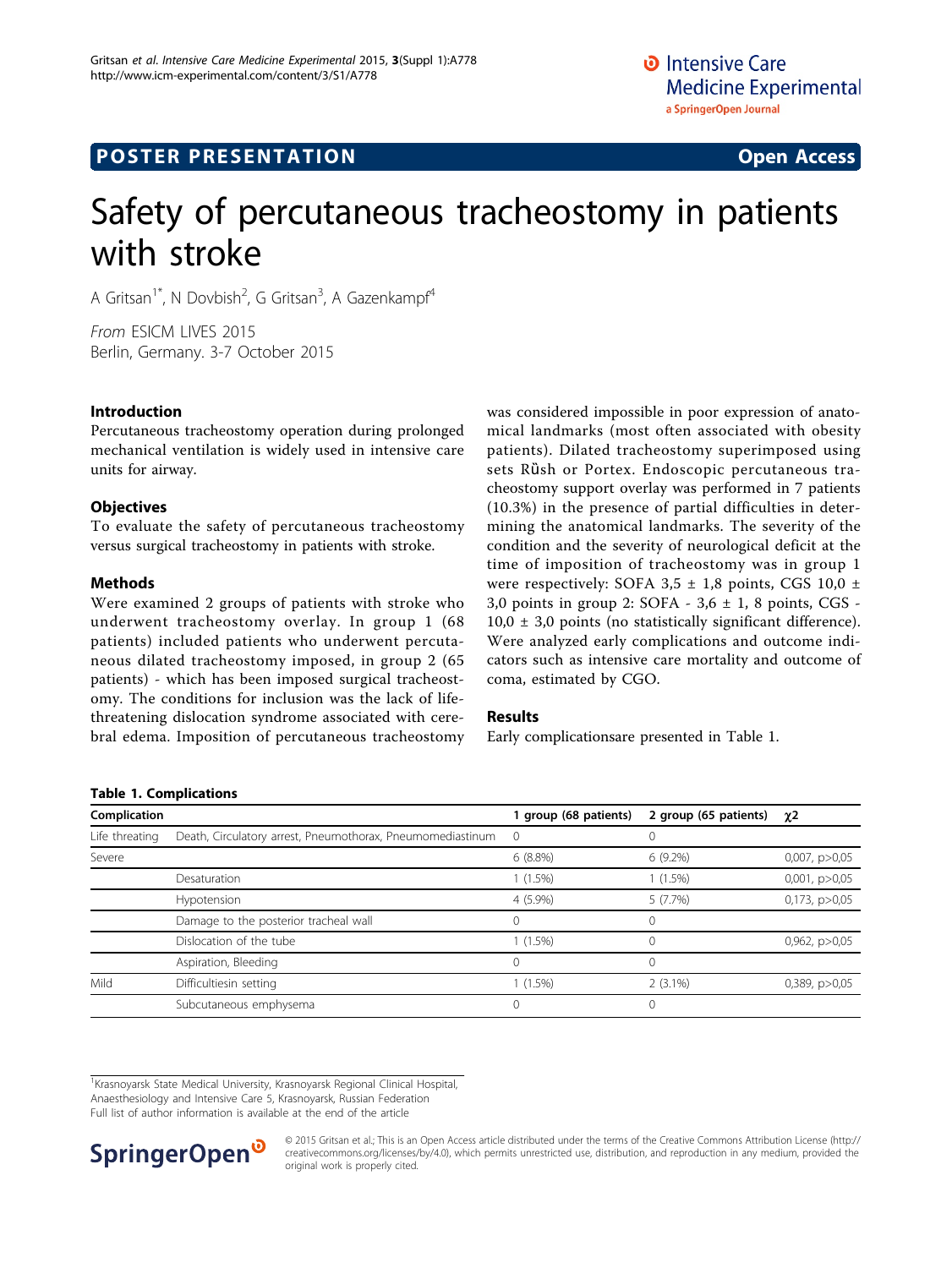# Safety of percutaneous tracheostomy in patients with stroke

A Gritsan[1*], N Dovbish[2], G Gritsan[3], A Gazenkampf[4]

*From* ESICM LIVES 2015
Berlin, Germany. 3-7 October 2015

## Introduction

Percutaneous tracheostomy operation during prolonged mechanical ventilation is widely used in intensive care units for airway.

## Objectives

To evaluate the safety of percutaneous tracheostomy versus surgical tracheostomy in patients with stroke.

## Methods

Were examined 2 groups of patients with stroke who underwent tracheostomy overlay. In group 1 (68 patients) included patients who underwent percutaneous dilated tracheostomy imposed, in group 2 (65 patients) - which has been imposed surgical tracheostomy. The conditions for inclusion was the lack of life-threatening dislocation syndrome associated with cerebral edema. Imposition of percutaneous tracheostomy was considered impossible in poor expression of anatomical landmarks (most often associated with obesity patients). Dilated tracheostomy superimposed using sets Růsh or Portex. Endoscopic percutaneous tracheostomy support overlay was performed in 7 patients (10.3%) in the presence of partial difficulties in determining the anatomical landmarks. The severity of the condition and the severity of neurological deficit at the time of imposition of tracheostomy was in group 1 were respectively: SOFA 3,5 ± 1,8 points, CGS 10,0 ± 3,0 points in group 2: SOFA - 3,6 ± 1, 8 points, CGS - 10,0 ± 3,0 points (no statistically significant difference). Were analyzed early complications and outcome indicators such as intensive care mortality and outcome of coma, estimated by CGO.

## Results

Early complicationsare presented in Table 1.

**Table 1. Complications**

| Complication | | 1 group (68 patients) | 2 group (65 patients) | χ2 |
|---|---|---|---|---|
| Life threating | Death, Circulatory arrest, Pneumothorax, Pneumomediastinum | 0 | 0 | |
| Severe | | 6 (8.8%) | 6 (9.2%) | 0,007, p>0,05 |
| | Desaturation | 1 (1.5%) | 1 (1.5%) | 0,001, p>0,05 |
| | Hypotension | 4 (5.9%) | 5 (7.7%) | 0,173, p>0,05 |
| | Damage to the posterior tracheal wall | 0 | 0 | |
| | Dislocation of the tube | 1 (1.5%) | 0 | 0,962, p>0,05 |
| | Aspiration, Bleeding | 0 | 0 | |
| Mild | Difficultiesin setting | 1 (1.5%) | 2 (3.1%) | 0,389, p>0,05 |
| | Subcutaneous emphysema | 0 | 0 | |

[1]Krasnoyarsk State Medical University, Krasnoyarsk Regional Clinical Hospital, Anaesthesiology and Intensive Care 5, Krasnoyarsk, Russian Federation
Full list of author information is available at the end of the article

© 2015 Gritsan et al.; This is an Open Access article distributed under the terms of the Creative Commons Attribution License (http://creativecommons.org/licenses/by/4.0), which permits unrestricted use, distribution, and reproduction in any medium, provided the original work is properly cited.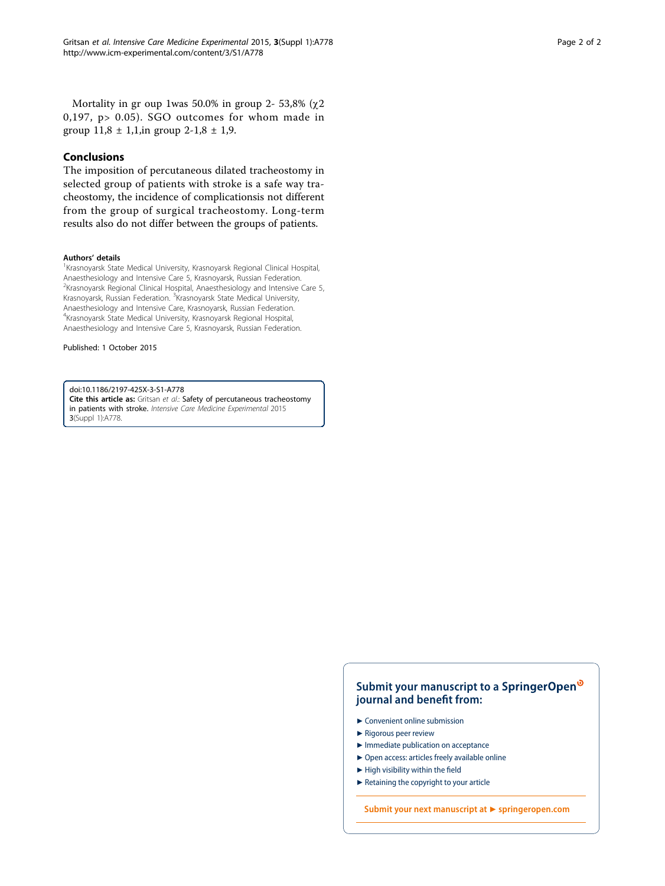Mortality in gr oup 1was 50.0% in group 2- 53,8% ($\chi 2$ 0,197, p> 0.05). SGO outcomes for whom made in group 11,8 ± 1,1,in group 2-1,8 ± 1,9.

## Conclusions

The imposition of percutaneous dilated tracheostomy in selected group of patients with stroke is a safe way tracheostomy, the incidence of complicationsis not different from the group of surgical tracheostomy. Long-term results also do not differ between the groups of patients.

**Authors' details**

[1]Krasnoyarsk State Medical University, Krasnoyarsk Regional Clinical Hospital, Anaesthesiology and Intensive Care 5, Krasnoyarsk, Russian Federation. [2]Krasnoyarsk Regional Clinical Hospital, Anaesthesiology and Intensive Care 5, Krasnoyarsk, Russian Federation. [3]Krasnoyarsk State Medical University, Anaesthesiology and Intensive Care, Krasnoyarsk, Russian Federation. [4]Krasnoyarsk State Medical University, Krasnoyarsk Regional Hospital, Anaesthesiology and Intensive Care 5, Krasnoyarsk, Russian Federation.

Published: 1 October 2015

doi:10.1186/2197-425X-3-S1-A778
**Cite this article as:** Gritsan *et al.*: Safety of percutaneous tracheostomy in patients with stroke. *Intensive Care Medicine Experimental* 2015 **3**(Suppl 1):A778.

**Submit your manuscript to a SpringerOpen journal and benefit from:**

- ► Convenient online submission
- ► Rigorous peer review
- ► Immediate publication on acceptance
- ► Open access: articles freely available online
- ► High visibility within the field
- ► Retaining the copyright to your article

**Submit your next manuscript at ► springeropen.com**